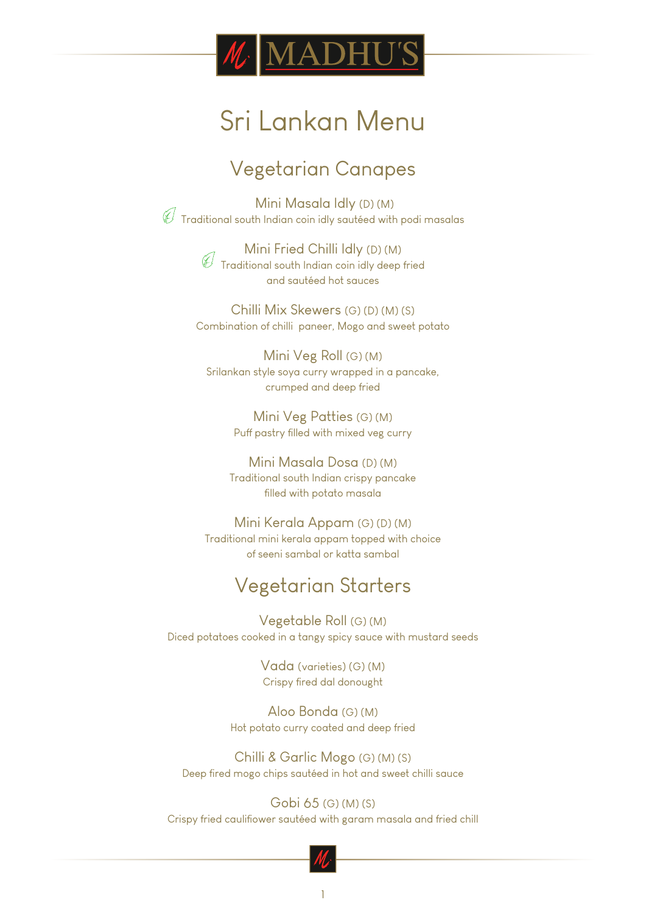# MADHU'S

# Sri Lankan Menu

## Vegetarian Canapes

### Mini Masala Idly (D) (M)

Traditional south Indian coin idly sautéed with podi masalas

### Mini Fried Chilli Idly (D) (M)

Traditional south Indian coin idly deep fried and sautéed hot sauces

### Chilli Mix Skewers (G) (D) (M) (S)

Combination of chilli paneer, Mogo and sweet potato

### Mini Veg Roll (G) (M)

Srilankan style soya curry wrapped in a pancake, crumped and deep fried

### Mini Veg Patties (G) (M)

Puff pastry filled with mixed veg curry

### Mini Masala Dosa (D) (M)

Traditional south Indian crispy pancake filled with potato masala

### Mini Kerala Appam (G) (D) (M)

Traditional mini kerala appam topped with choice of seeni sambal or katta sambal

## Vegetarian Starters

### Vegetable Roll (G) (M)

Diced potatoes cooked in a tangy spicy sauce with mustard seeds

### Vada (varieties) (G) (M)

Crispy fired dal donought

### Aloo Bonda (G) (M)

Hot potato curry coated and deep fried

### Chilli & Garlic Mogo (G) (M) (S)

Deep fired mogo chips sautéed in hot and sweet chilli sauce

### Gobi 65 (G) (M) (S)

Crispy fried cauliflower sautéed with garam masala and fried chill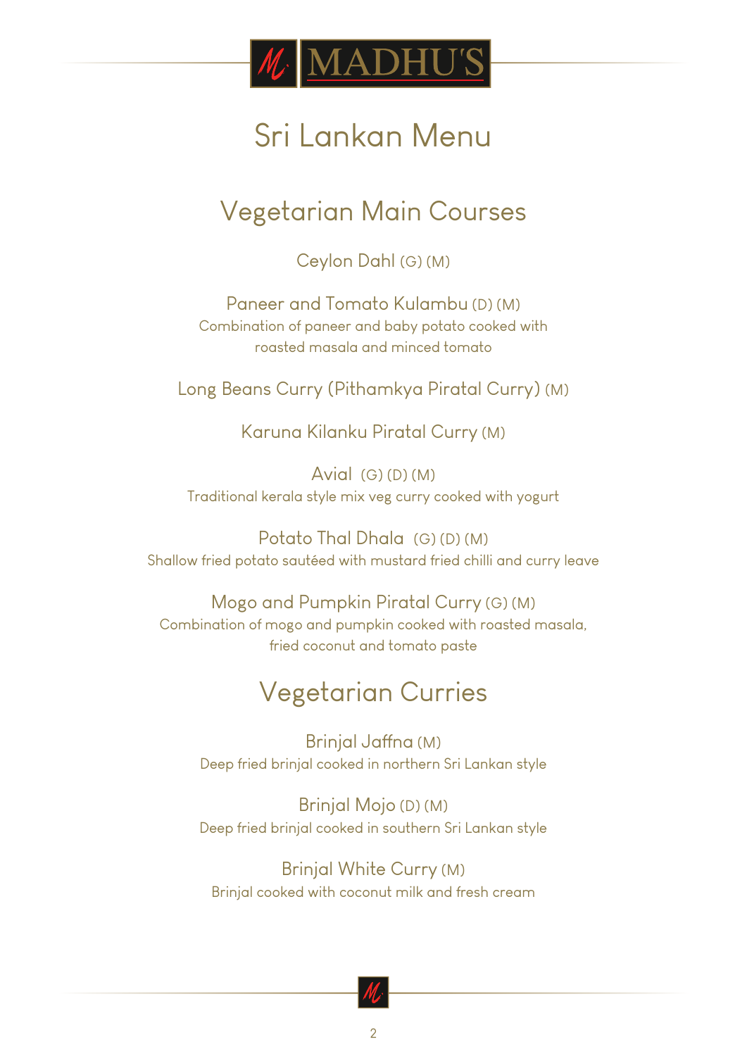MADHU'S

# Sri Lankan Menu

## Vegetarian Main Courses

Ceylon Dahl (G) (M)

Paneer and Tomato Kulambu (D) (M)
Combination of paneer and baby potato cooked with roasted masala and minced tomato

Long Beans Curry (Pithamkya Piratal Curry) (M)

Karuna Kilanku Piratal Curry (M)

Avial (G) (D) (M)
Traditional kerala style mix veg curry cooked with yogurt

Potato Thal Dhala (G) (D) (M)
Shallow fried potato sautéed with mustard fried chilli and curry leave

Mogo and Pumpkin Piratal Curry (G) (M)
Combination of mogo and pumpkin cooked with roasted masala, fried coconut and tomato paste

## Vegetarian Curries

Brinjal Jaffna (M)
Deep fried brinjal cooked in northern Sri Lankan style

Brinjal Mojo (D) (M)
Deep fried brinjal cooked in southern Sri Lankan style

Brinjal White Curry (M)
Brinjal cooked with coconut milk and fresh cream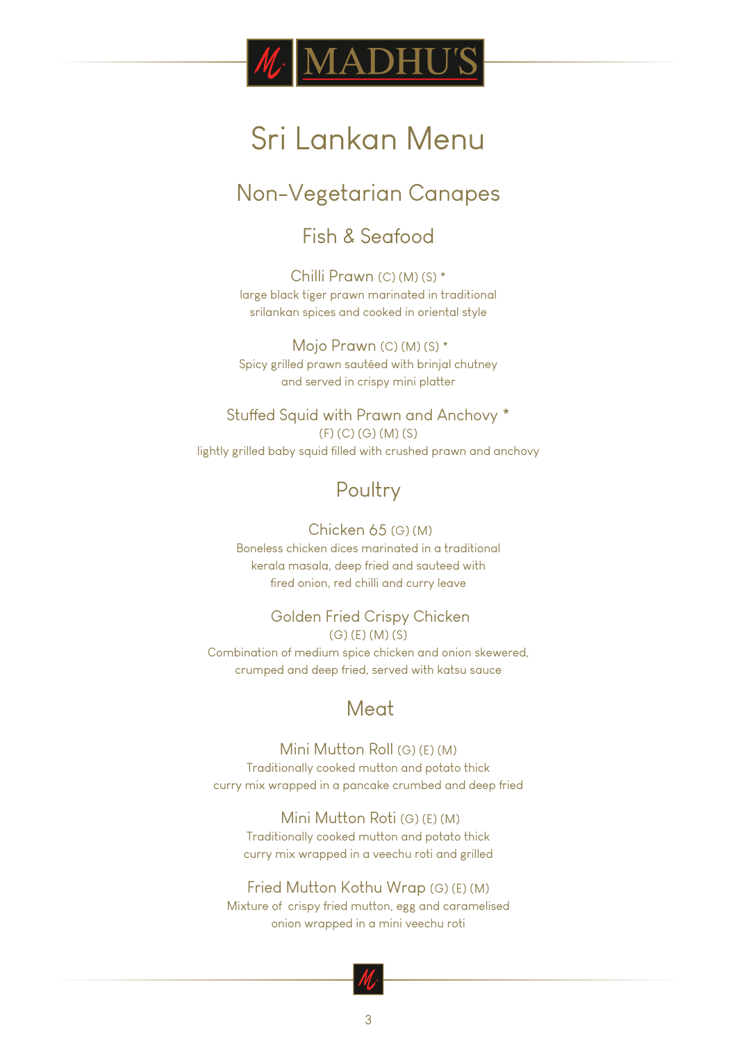MADHU'S

# Sri Lankan Menu

## Non-Vegetarian Canapes

### Fish & Seafood

Chilli Prawn (C) (M) (S) *
large black tiger prawn marinated in traditional srilankan spices and cooked in oriental style

Mojo Prawn (C) (M) (S) *
Spicy grilled prawn sautéed with brinjal chutney and served in crispy mini platter

Stuffed Squid with Prawn and Anchovy *
(F) (C) (G) (M) (S)
lightly grilled baby squid filled with crushed prawn and anchovy

### Poultry

Chicken 65 (G) (M)
Boneless chicken dices marinated in a traditional kerala masala, deep fried and sauteed with fired onion, red chilli and curry leave

Golden Fried Crispy Chicken
(G) (E) (M) (S)
Combination of medium spice chicken and onion skewered, crumped and deep fried, served with katsu sauce

### Meat

Mini Mutton Roll (G) (E) (M)
Traditionally cooked mutton and potato thick curry mix wrapped in a pancake crumbed and deep fried

Mini Mutton Roti (G) (E) (M)
Traditionally cooked mutton and potato thick curry mix wrapped in a veechu roti and grilled

Fried Mutton Kothu Wrap (G) (E) (M)
Mixture of crispy fried mutton, egg and caramelised onion wrapped in a mini veechu roti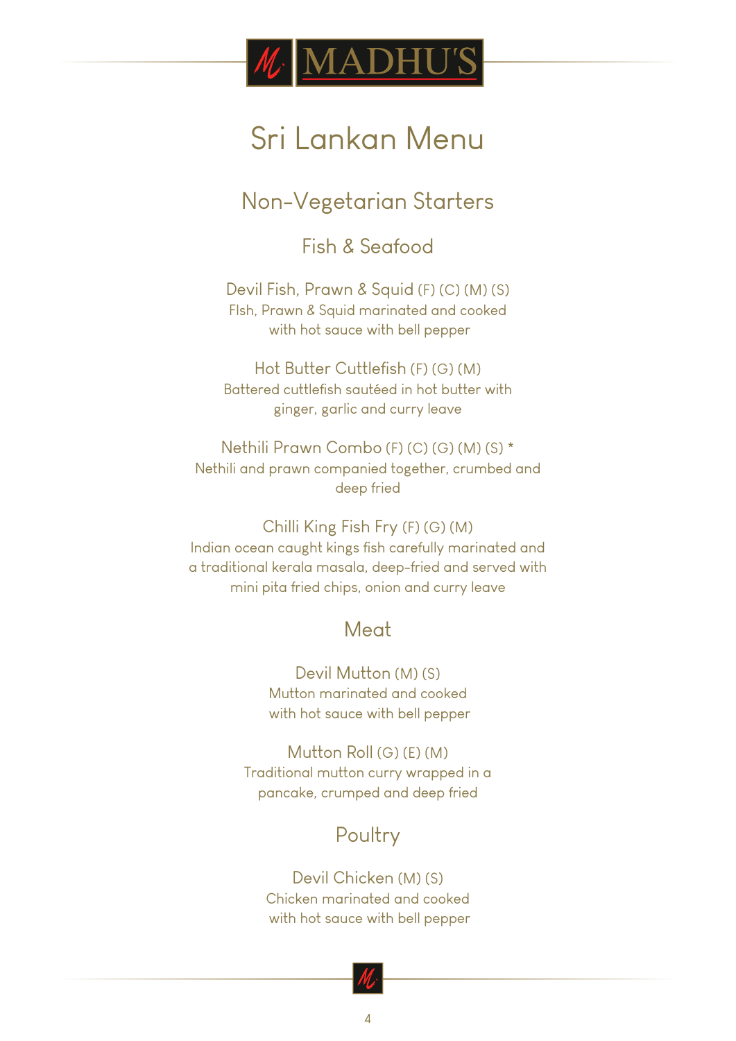# MADHU'S

# Sri Lankan Menu

## Non-Vegetarian Starters

### Fish & Seafood

Devil Fish, Prawn & Squid (F) (C) (M) (S)
FIsh, Prawn & Squid marinated and cooked
with hot sauce with bell pepper

Hot Butter Cuttlefish (F) (G) (M)
Battered cuttlefish sautéed in hot butter with
ginger, garlic and curry leave

Nethili Prawn Combo (F) (C) (G) (M) (S) *
Nethili and prawn companied together, crumbed and
deep fried

Chilli King Fish Fry (F) (G) (M)
Indian ocean caught kings fish carefully marinated and
a traditional kerala masala, deep-fried and served with
mini pita fried chips, onion and curry leave

### Meat

Devil Mutton (M) (S)
Mutton marinated and cooked
with hot sauce with bell pepper

Mutton Roll (G) (E) (M)
Traditional mutton curry wrapped in a
pancake, crumped and deep fried

### Poultry

Devil Chicken (M) (S)
Chicken marinated and cooked
with hot sauce with bell pepper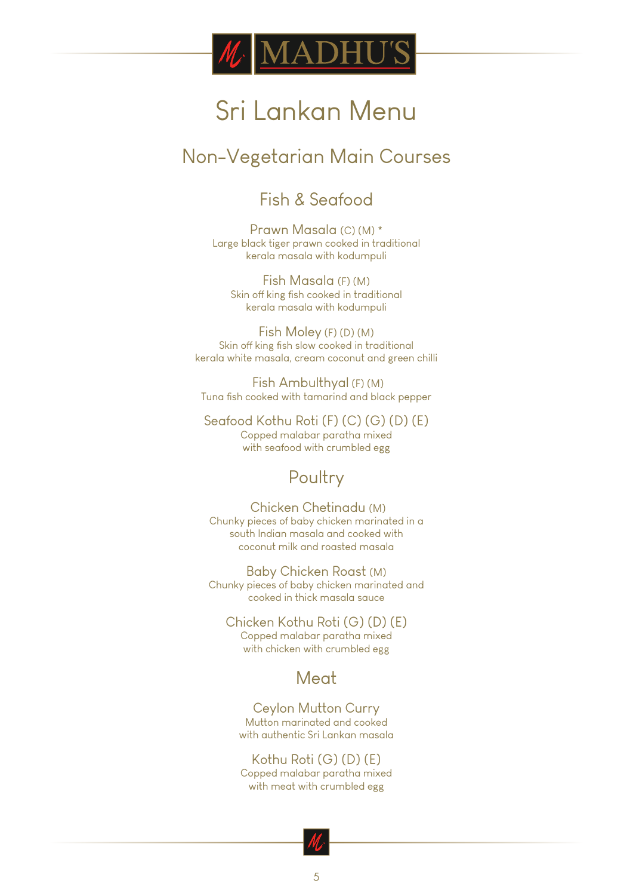# MADHU'S

# Sri Lankan Menu

## Non-Vegetarian Main Courses

### Fish & Seafood

**Prawn Masala** (C) (M) *
Large black tiger prawn cooked in traditional kerala masala with kodumpuli

**Fish Masala** (F) (M)
Skin off king fish cooked in traditional kerala masala with kodumpuli

**Fish Moley** (F) (D) (M)
Skin off king fish slow cooked in traditional kerala white masala, cream coconut and green chilli

**Fish Ambulthyal** (F) (M)
Tuna fish cooked with tamarind and black pepper

**Seafood Kothu Roti** (F) (C) (G) (D) (E)
Copped malabar paratha mixed with seafood with crumbled egg

### Poultry

**Chicken Chetinadu** (M)
Chunky pieces of baby chicken marinated in a south Indian masala and cooked with coconut milk and roasted masala

**Baby Chicken Roast** (M)
Chunky pieces of baby chicken marinated and cooked in thick masala sauce

**Chicken Kothu Roti** (G) (D) (E)
Copped malabar paratha mixed with chicken with crumbled egg

### Meat

**Ceylon Mutton Curry**
Mutton marinated and cooked with authentic Sri Lankan masala

**Kothu Roti** (G) (D) (E)
Copped malabar paratha mixed with meat with crumbled egg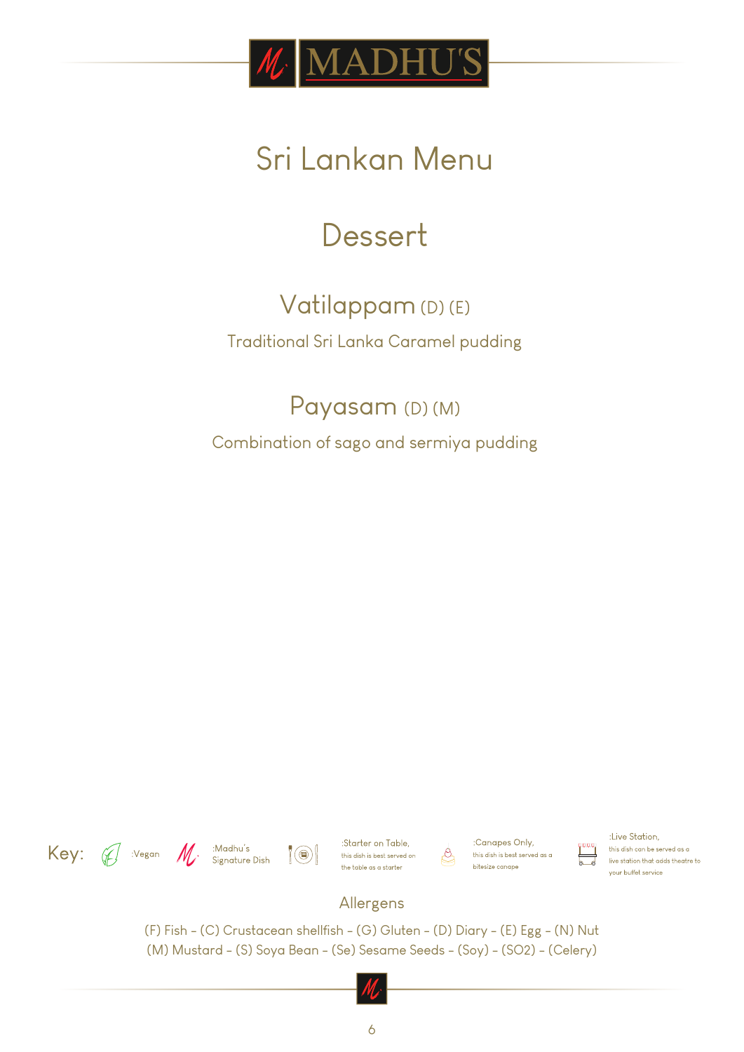MADHU'S

# Sri Lankan Menu

## Dessert

### Vatilappam (D) (E)

Traditional Sri Lanka Caramel pudding

### Payasam (D) (M)

Combination of sago and sermiya pudding

Key: :Vegan :Madhu's Signature Dish :Starter on Table, this dish is best served on the table as a starter :Canapes Only, this dish is best served as a bitesize canape :Live Station, this dish can be served as a live station that adds theatre to your buffet service

Allergens

(F) Fish – (C) Crustacean shellfish – (G) Gluten – (D) Diary – (E) Egg – (N) Nut
(M) Mustard – (S) Soya Bean – (Se) Sesame Seeds – (Soy) – (SO2) – (Celery)